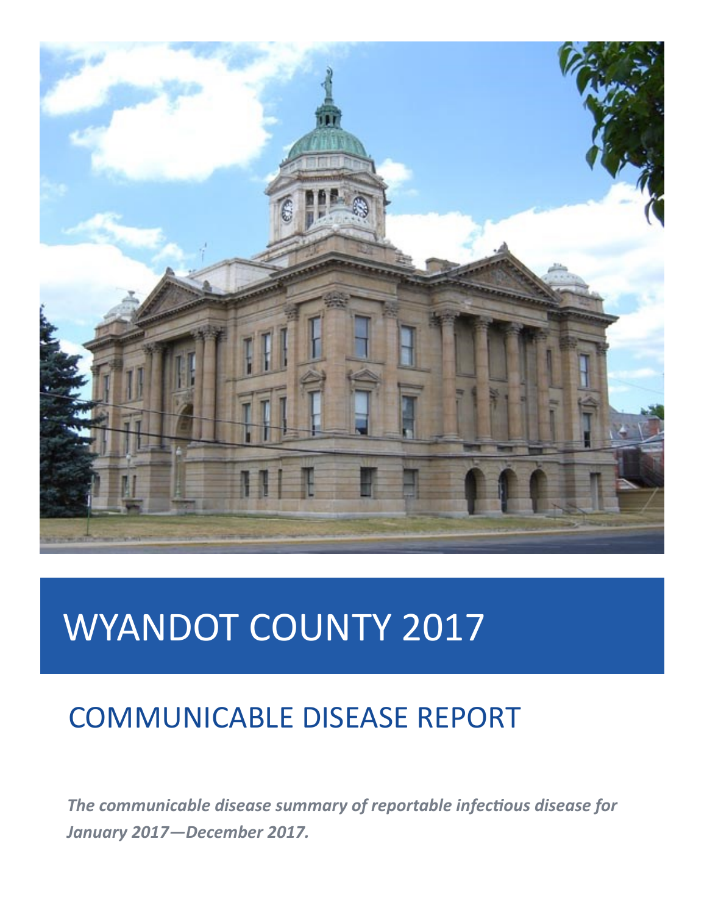# WYANDOT COUNTY 2017

## COMMUNICABLE DISEASE REPORT

***The communicable disease summary of reportable infectious disease for January 2017—December 2017.***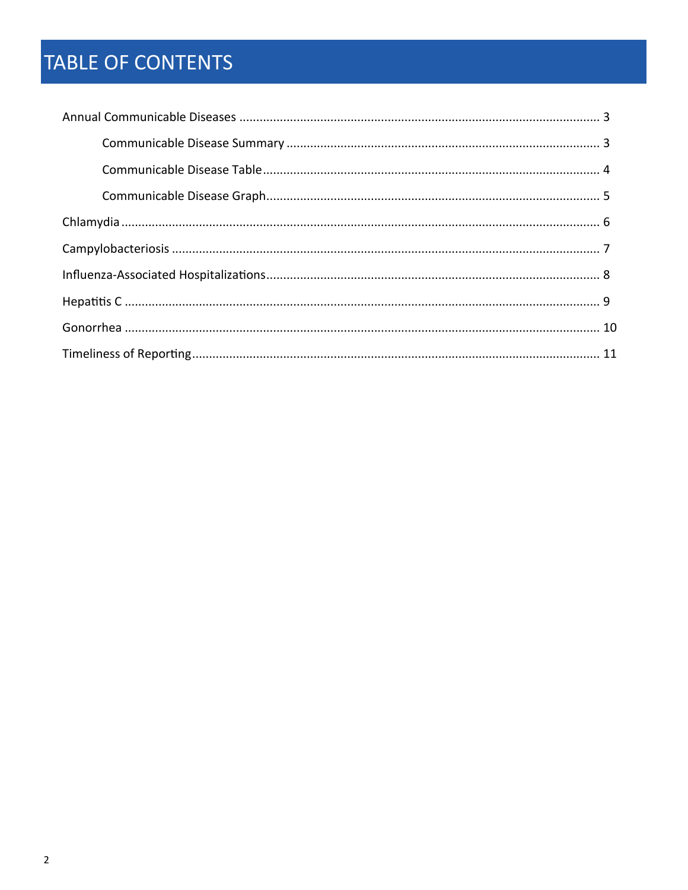# TABLE OF CONTENTS

Annual Communicable Diseases ........................................................................................................... 3

- Communicable Disease Summary ............................................................................................ 3
- Communicable Disease Table ................................................................................................... 4
- Communicable Disease Graph .................................................................................................. 5

Chlamydia ............................................................................................................................................. 6

Campylobacteriosis ............................................................................................................................... 7

Influenza-Associated Hospitalizations .................................................................................................. 8

Hepatitis C ............................................................................................................................................. 9

Gonorrhea ........................................................................................................................................... 10

Timeliness of Reporting ....................................................................................................................... 11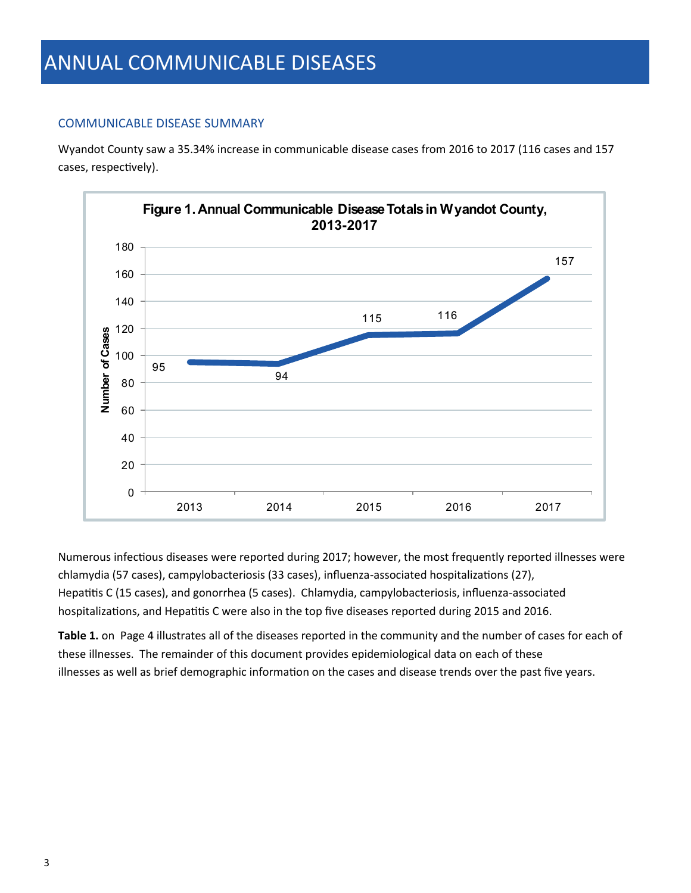# ANNUAL COMMUNICABLE DISEASES

## COMMUNICABLE DISEASE SUMMARY

Wyandot County saw a 35.34% increase in communicable disease cases from 2016 to 2017 (116 cases and 157 cases, respectively).

**Figure 1. Annual Communicable Disease Totals in Wyandot County, 2013-2017**

| Year | Number of Cases |
|---|---|
| 2013 | 95 |
| 2014 | 94 |
| 2015 | 115 |
| 2016 | 116 |
| 2017 | 157 |

Numerous infectious diseases were reported during 2017; however, the most frequently reported illnesses were chlamydia (57 cases), campylobacteriosis (33 cases), influenza-associated hospitalizations (27), Hepatitis C (15 cases), and gonorrhea (5 cases). Chlamydia, campylobacteriosis, influenza-associated hospitalizations, and Hepatitis C were also in the top five diseases reported during 2015 and 2016.

**Table 1.** on Page 4 illustrates all of the diseases reported in the community and the number of cases for each of these illnesses. The remainder of this document provides epidemiological data on each of these illnesses as well as brief demographic information on the cases and disease trends over the past five years.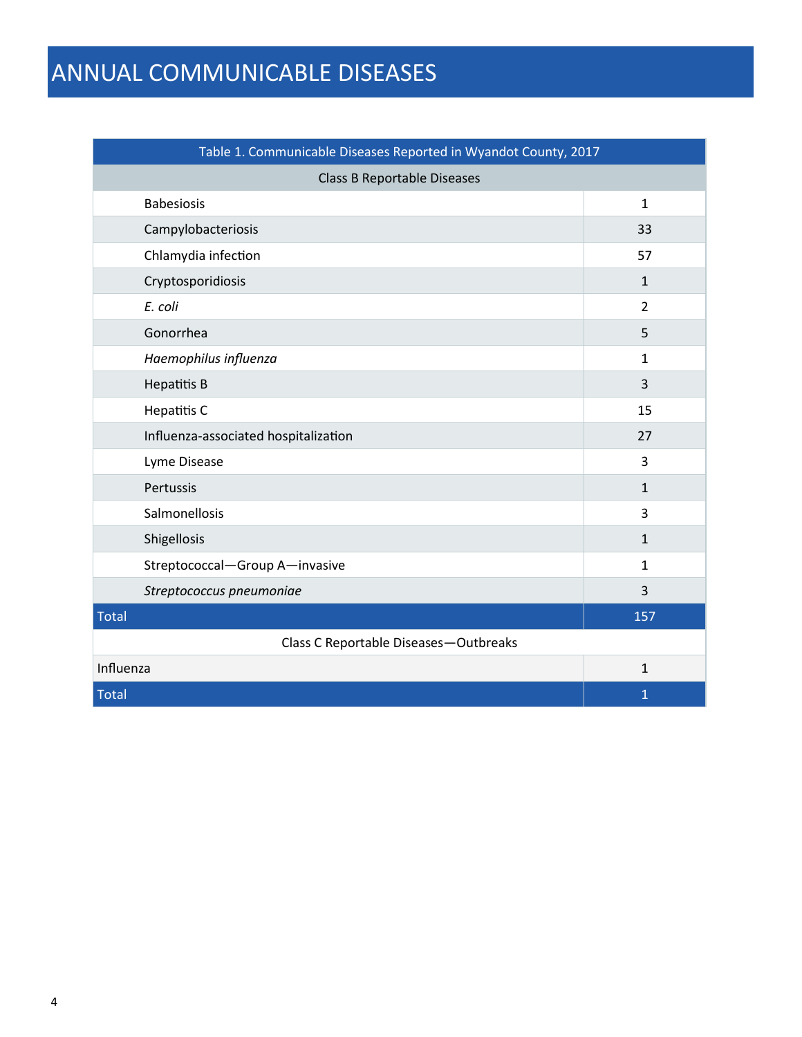# ANNUAL COMMUNICABLE DISEASES

| Table 1. Communicable Diseases Reported in Wyandot County, 2017 | |
|---|---|
| **Class B Reportable Diseases** | |
| Babesiosis | 1 |
| Campylobacteriosis | 33 |
| Chlamydia infection | 57 |
| Cryptosporidiosis | 1 |
| *E. coli* | 2 |
| Gonorrhea | 5 |
| *Haemophilus influenza* | 1 |
| Hepatitis B | 3 |
| Hepatitis C | 15 |
| Influenza-associated hospitalization | 27 |
| Lyme Disease | 3 |
| Pertussis | 1 |
| Salmonellosis | 3 |
| Shigellosis | 1 |
| Streptococcal—Group A—invasive | 1 |
| *Streptococcus pneumoniae* | 3 |
| Total | 157 |
| **Class C Reportable Diseases—Outbreaks** | |
| Influenza | 1 |
| Total | 1 |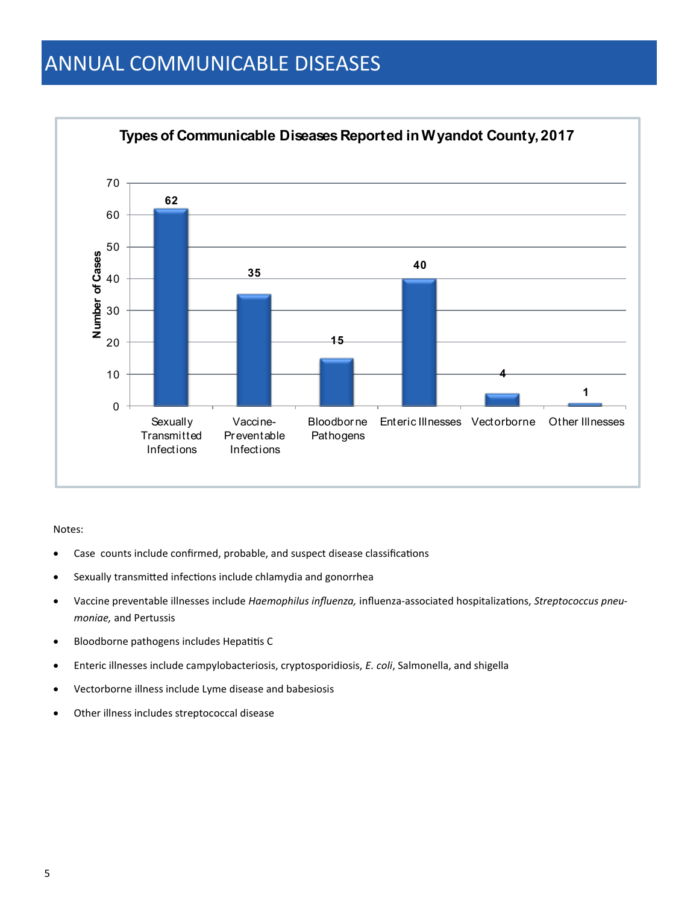# ANNUAL COMMUNICABLE DISEASES

**Types of Communicable Diseases Reported in Wyandot County, 2017**

| Type | Number of Cases |
|---|---|
| Sexually Transmitted Infections | 62 |
| Vaccine-Preventable Infections | 35 |
| Bloodborne Pathogens | 15 |
| Enteric Illnesses | 40 |
| Vectorborne | 4 |
| Other Illnesses | 1 |

Notes:

- Case counts include confirmed, probable, and suspect disease classifications
- Sexually transmitted infections include chlamydia and gonorrhea
- Vaccine preventable illnesses include *Haemophilus influenza,* influenza-associated hospitalizations, *Streptococcus pneumoniae,* and Pertussis
- Bloodborne pathogens includes Hepatitis C
- Enteric illnesses include campylobacteriosis, cryptosporidiosis, *E. coli*, Salmonella, and shigella
- Vectorborne illness include Lyme disease and babesiosis
- Other illness includes streptococcal disease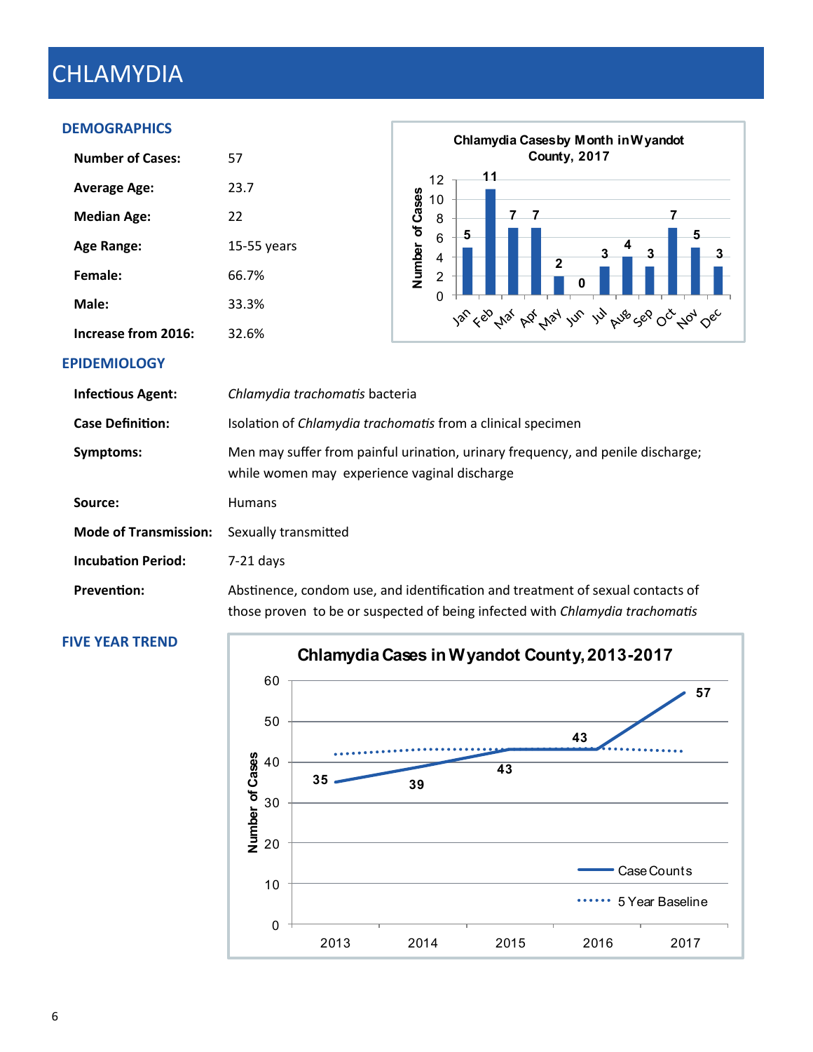# CHLAMYDIA

## DEMOGRAPHICS

| | |
|---|---|
| **Number of Cases:** | 57 |
| **Average Age:** | 23.7 |
| **Median Age:** | 22 |
| **Age Range:** | 15-55 years |
| **Female:** | 66.7% |
| **Male:** | 33.3% |
| **Increase from 2016:** | 32.6% |

**Chlamydia Cases by Month in Wyandot County, 2017**

| Month | Jan | Feb | Mar | Apr | May | Jun | Jul | Aug | Sep | Oct | Nov | Dec |
|---|---|---|---|---|---|---|---|---|---|---|---|---|
| Number of Cases | 5 | 11 | 7 | 7 | 2 | 0 | 3 | 4 | 3 | 7 | 5 | 3 |

## EPIDEMIOLOGY

| | |
|---|---|
| **Infectious Agent:** | *Chlamydia trachomatis* bacteria |
| **Case Definition:** | Isolation of *Chlamydia trachomatis* from a clinical specimen |
| **Symptoms:** | Men may suffer from painful urination, urinary frequency, and penile discharge; while women may experience vaginal discharge |
| **Source:** | Humans |
| **Mode of Transmission:** | Sexually transmitted |
| **Incubation Period:** | 7-21 days |
| **Prevention:** | Abstinence, condom use, and identification and treatment of sexual contacts of those proven to be or suspected of being infected with *Chlamydia trachomatis* |

## FIVE YEAR TREND

**Chlamydia Cases in Wyandot County, 2013-2017**

| Year | 2013 | 2014 | 2015 | 2016 | 2017 |
|---|---|---|---|---|---|
| Case Counts | 35 | 39 | 43 | 43 | 57 |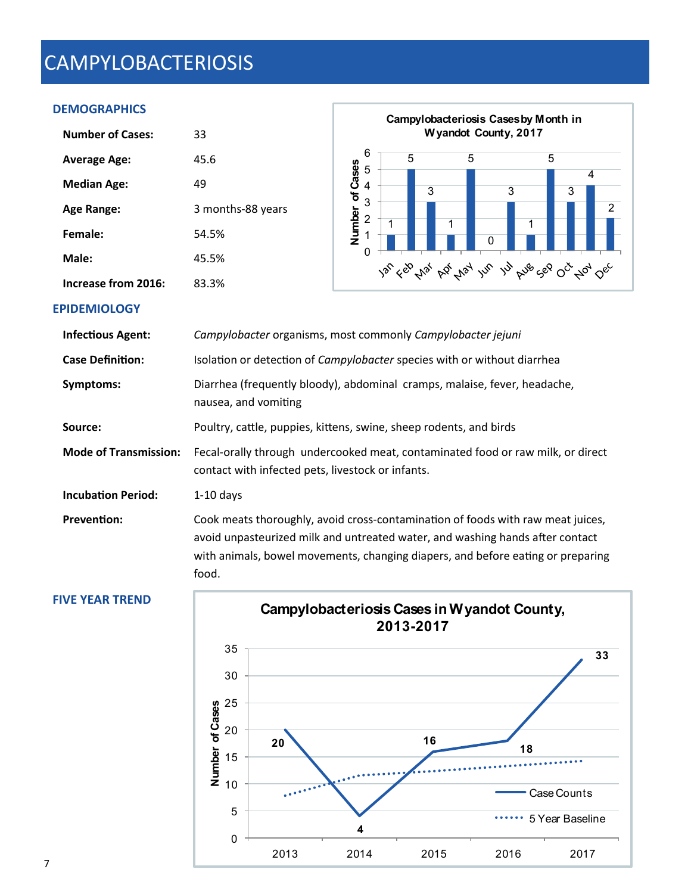# CAMPYLOBACTERIOSIS

## DEMOGRAPHICS

| | |
|---|---|
| **Number of Cases:** | 33 |
| **Average Age:** | 45.6 |
| **Median Age:** | 49 |
| **Age Range:** | 3 months-88 years |
| **Female:** | 54.5% |
| **Male:** | 45.5% |
| **Increase from 2016:** | 83.3% |

**Campylobacteriosis Cases by Month in Wyandot County, 2017**

| Month | Number of Cases |
|---|---|
| Jan | 1 |
| Feb | 5 |
| Mar | 3 |
| Apr | 1 |
| May | 5 |
| Jun | 0 |
| Jul | 3 |
| Aug | 1 |
| Sep | 5 |
| Oct | 3 |
| Nov | 4 |
| Dec | 2 |

## EPIDEMIOLOGY

**Infectious Agent:** *Campylobacter* organisms, most commonly *Campylobacter jejuni*

**Case Definition:** Isolation or detection of *Campylobacter* species with or without diarrhea

**Symptoms:** Diarrhea (frequently bloody), abdominal cramps, malaise, fever, headache, nausea, and vomiting

**Source:** Poultry, cattle, puppies, kittens, swine, sheep rodents, and birds

**Mode of Transmission:** Fecal-orally through undercooked meat, contaminated food or raw milk, or direct contact with infected pets, livestock or infants.

**Incubation Period:** 1-10 days

**Prevention:** Cook meats thoroughly, avoid cross-contamination of foods with raw meat juices, avoid unpasteurized milk and untreated water, and washing hands after contact with animals, bowel movements, changing diapers, and before eating or preparing food.

## FIVE YEAR TREND

**Campylobacteriosis Cases in Wyandot County, 2013-2017**

| Year | Case Counts |
|---|---|
| 2013 | 20 |
| 2014 | 4 |
| 2015 | 16 |
| 2016 | 18 |
| 2017 | 33 |

Legend: Case Counts; 5 Year Baseline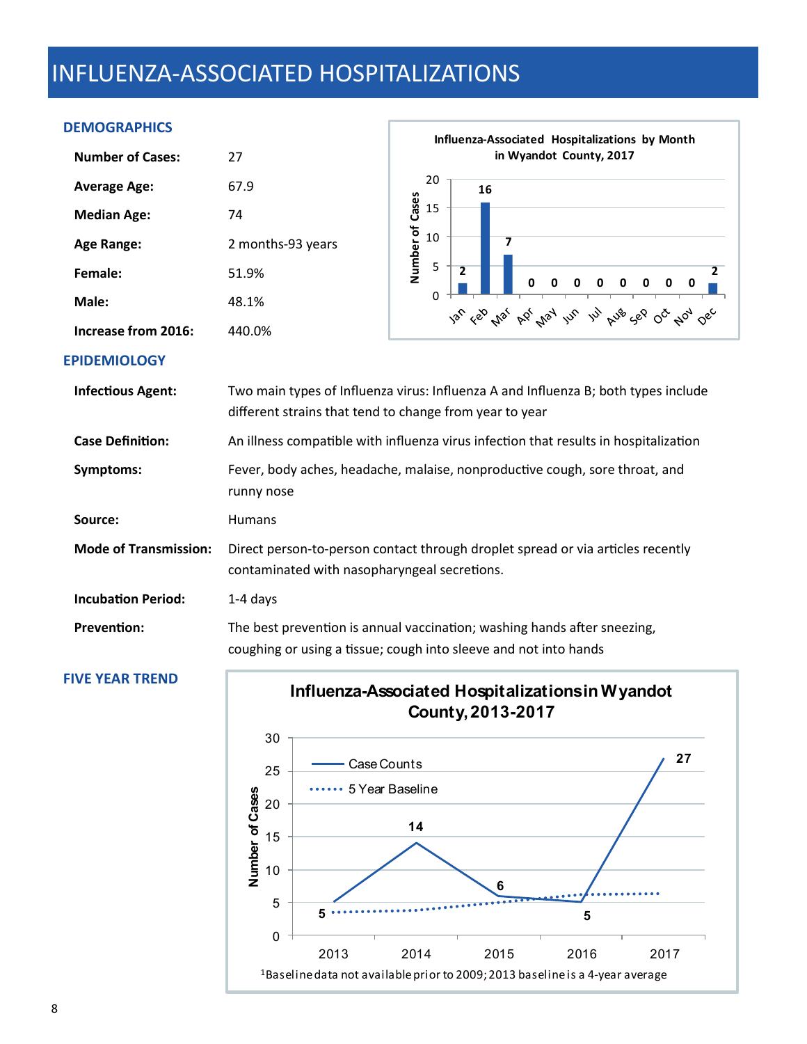# INFLUENZA-ASSOCIATED HOSPITALIZATIONS

## DEMOGRAPHICS

| | |
|---|---|
| **Number of Cases:** | 27 |
| **Average Age:** | 67.9 |
| **Median Age:** | 74 |
| **Age Range:** | 2 months-93 years |
| **Female:** | 51.9% |
| **Male:** | 48.1% |
| **Increase from 2016:** | 440.0% |

**Influenza-Associated Hospitalizations by Month in Wyandot County, 2017**

| Month | Jan | Feb | Mar | Apr | May | Jun | Jul | Aug | Sep | Oct | Nov | Dec |
|---|---|---|---|---|---|---|---|---|---|---|---|---|
| Number of Cases | 2 | 16 | 7 | 0 | 0 | 0 | 0 | 0 | 0 | 0 | 0 | 2 |

## EPIDEMIOLOGY

| | |
|---|---|
| **Infectious Agent:** | Two main types of Influenza virus: Influenza A and Influenza B; both types include different strains that tend to change from year to year |
| **Case Definition:** | An illness compatible with influenza virus infection that results in hospitalization |
| **Symptoms:** | Fever, body aches, headache, malaise, nonproductive cough, sore throat, and runny nose |
| **Source:** | Humans |
| **Mode of Transmission:** | Direct person-to-person contact through droplet spread or via articles recently contaminated with nasopharyngeal secretions. |
| **Incubation Period:** | 1-4 days |
| **Prevention:** | The best prevention is annual vaccination; washing hands after sneezing, coughing or using a tissue; cough into sleeve and not into hands |

## FIVE YEAR TREND

**Influenza-Associated Hospitalizations in Wyandot County, 2013-2017**

| Year | 2013 | 2014 | 2015 | 2016 | 2017 |
|---|---|---|---|---|---|
| Case Counts | 5 | 14 | 6 | 5 | 27 |

[1]Baseline data not available prior to 2009; 2013 baseline is a 4-year average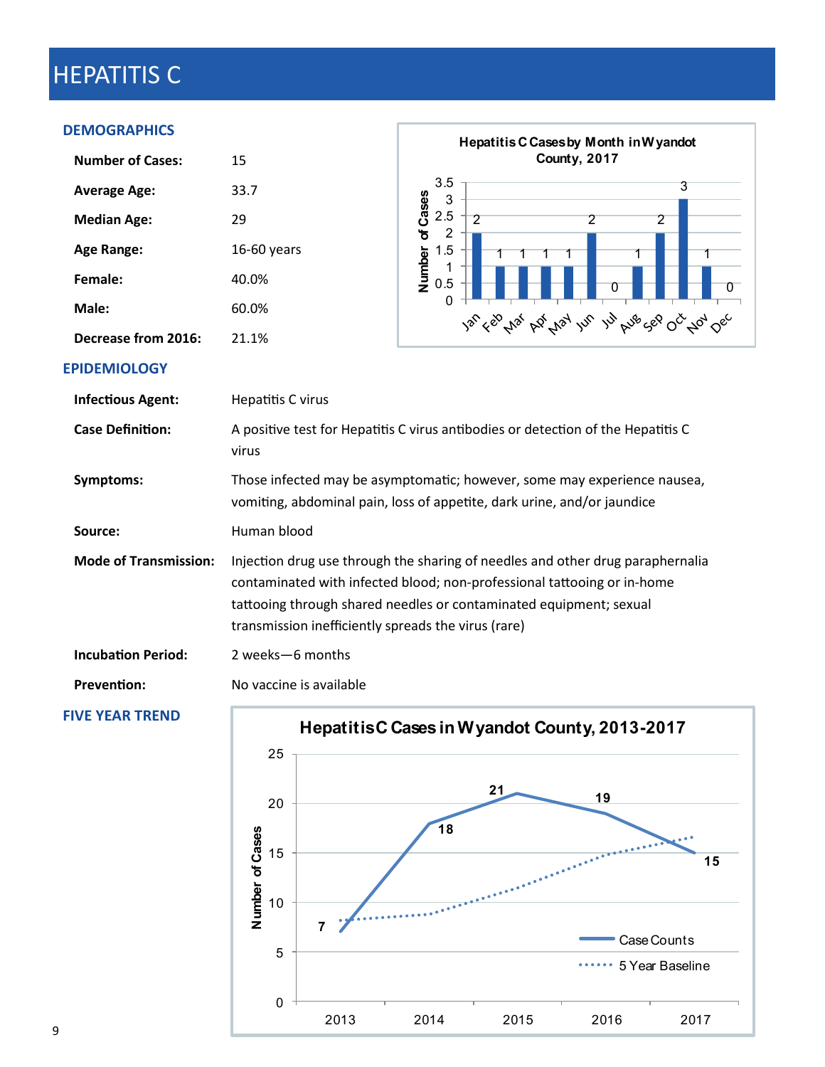# HEPATITIS C

## DEMOGRAPHICS

| | |
|---|---|
| **Number of Cases:** | 15 |
| **Average Age:** | 33.7 |
| **Median Age:** | 29 |
| **Age Range:** | 16-60 years |
| **Female:** | 40.0% |
| **Male:** | 60.0% |
| **Decrease from 2016:** | 21.1% |

**Hepatitis C Cases by Month in Wyandot County, 2017**

| Month | Jan | Feb | Mar | Apr | May | Jun | Jul | Aug | Sep | Oct | Nov | Dec |
|---|---|---|---|---|---|---|---|---|---|---|---|---|
| Number of Cases | 2 | 1 | 1 | 1 | 1 | 2 | 0 | 1 | 2 | 3 | 1 | 0 |

## EPIDEMIOLOGY

| | |
|---|---|
| **Infectious Agent:** | Hepatitis C virus |
| **Case Definition:** | A positive test for Hepatitis C virus antibodies or detection of the Hepatitis C virus |
| **Symptoms:** | Those infected may be asymptomatic; however, some may experience nausea, vomiting, abdominal pain, loss of appetite, dark urine, and/or jaundice |
| **Source:** | Human blood |
| **Mode of Transmission:** | Injection drug use through the sharing of needles and other drug paraphernalia contaminated with infected blood; non-professional tattooing or in-home tattooing through shared needles or contaminated equipment; sexual transmission inefficiently spreads the virus (rare) |
| **Incubation Period:** | 2 weeks—6 months |
| **Prevention:** | No vaccine is available |

## FIVE YEAR TREND

**Hepatitis C Cases in Wyandot County, 2013-2017**

| Year | 2013 | 2014 | 2015 | 2016 | 2017 |
|---|---|---|---|---|---|
| Case Counts | 7 | 18 | 21 | 19 | 15 |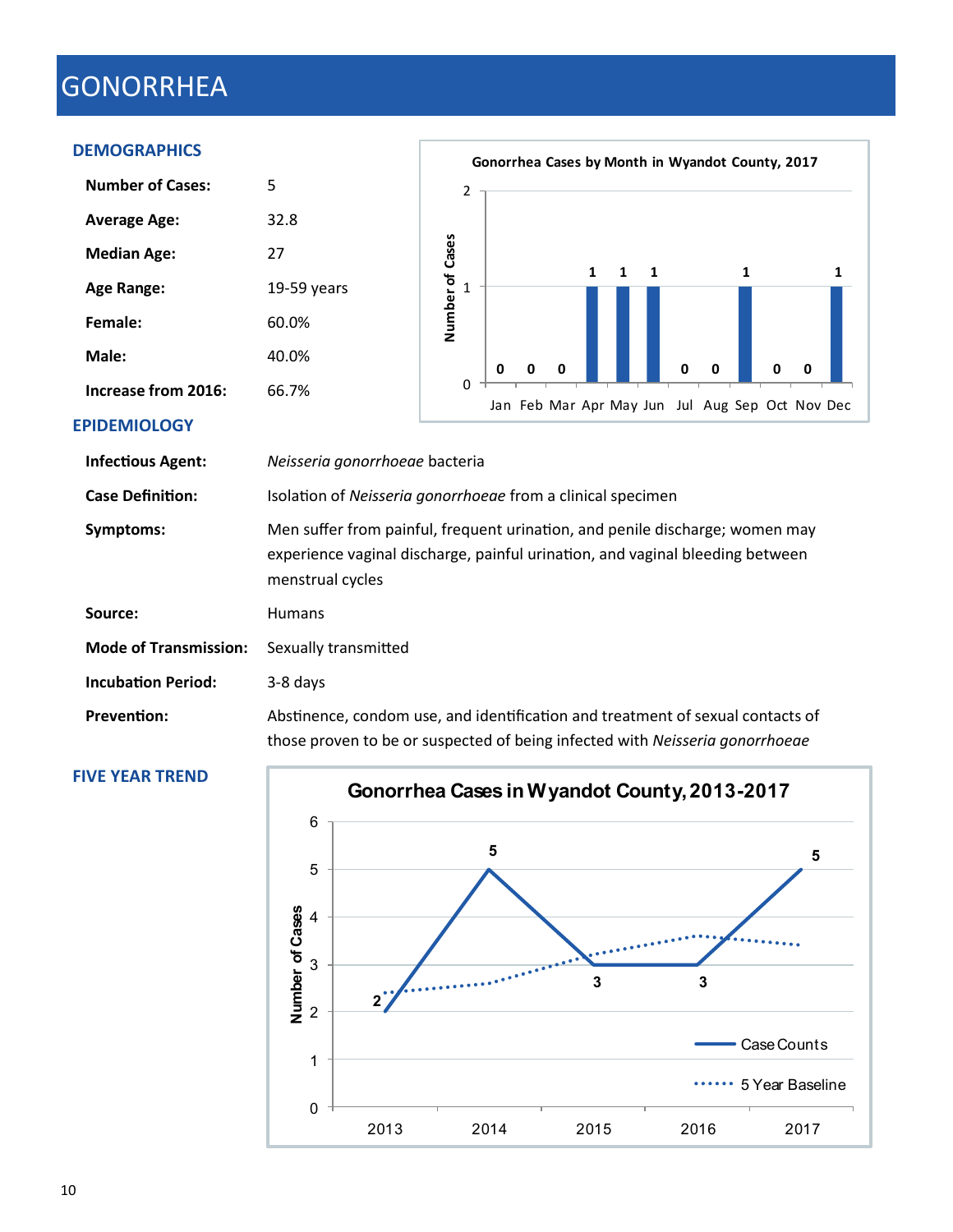# GONORRHEA

## DEMOGRAPHICS

| | |
|---|---|
| **Number of Cases:** | 5 |
| **Average Age:** | 32.8 |
| **Median Age:** | 27 |
| **Age Range:** | 19-59 years |
| **Female:** | 60.0% |
| **Male:** | 40.0% |
| **Increase from 2016:** | 66.7% |

**Gonorrhea Cases by Month in Wyandot County, 2017**

| Month | Jan | Feb | Mar | Apr | May | Jun | Jul | Aug | Sep | Oct | Nov | Dec |
|---|---|---|---|---|---|---|---|---|---|---|---|---|
| Number of Cases | 0 | 0 | 0 | 1 | 1 | 1 | 0 | 0 | 1 | 0 | 0 | 1 |

## EPIDEMIOLOGY

| | |
|---|---|
| **Infectious Agent:** | *Neisseria gonorrhoeae* bacteria |
| **Case Definition:** | Isolation of *Neisseria gonorrhoeae* from a clinical specimen |
| **Symptoms:** | Men suffer from painful, frequent urination, and penile discharge; women may experience vaginal discharge, painful urination, and vaginal bleeding between menstrual cycles |
| **Source:** | Humans |
| **Mode of Transmission:** | Sexually transmitted |
| **Incubation Period:** | 3-8 days |
| **Prevention:** | Abstinence, condom use, and identification and treatment of sexual contacts of those proven to be or suspected of being infected with *Neisseria gonorrhoeae* |

## FIVE YEAR TREND

**Gonorrhea Cases in Wyandot County, 2013-2017**

| Year | 2013 | 2014 | 2015 | 2016 | 2017 |
|---|---|---|---|---|---|
| Case Counts | 2 | 5 | 3 | 3 | 5 |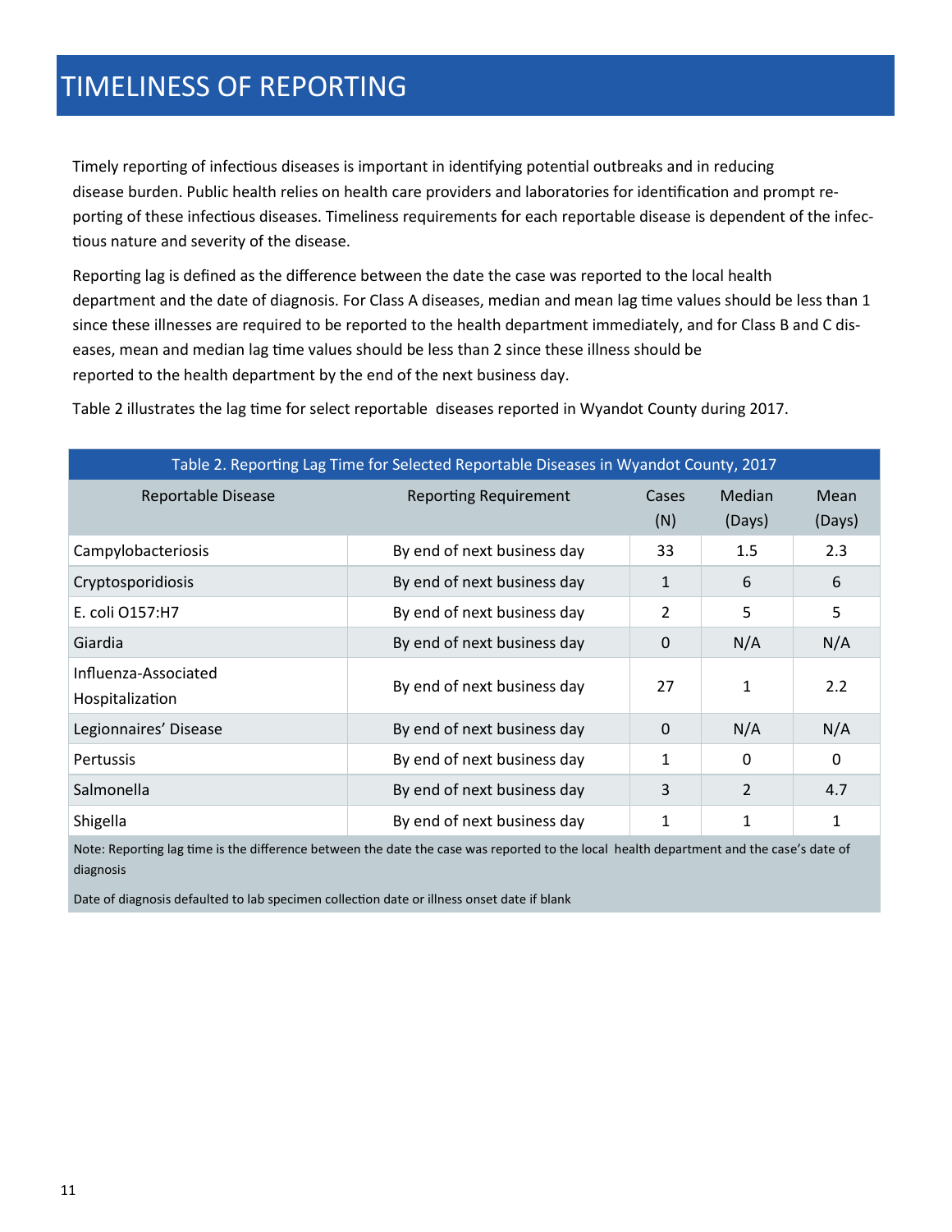# TIMELINESS OF REPORTING

Timely reporting of infectious diseases is important in identifying potential outbreaks and in reducing disease burden. Public health relies on health care providers and laboratories for identification and prompt reporting of these infectious diseases. Timeliness requirements for each reportable disease is dependent of the infectious nature and severity of the disease.

Reporting lag is defined as the difference between the date the case was reported to the local health department and the date of diagnosis. For Class A diseases, median and mean lag time values should be less than 1 since these illnesses are required to be reported to the health department immediately, and for Class B and C diseases, mean and median lag time values should be less than 2 since these illness should be reported to the health department by the end of the next business day.

Table 2 illustrates the lag time for select reportable diseases reported in Wyandot County during 2017.

Table 2. Reporting Lag Time for Selected Reportable Diseases in Wyandot County, 2017

| Reportable Disease | Reporting Requirement | Cases (N) | Median (Days) | Mean (Days) |
|---|---|---|---|---|
| Campylobacteriosis | By end of next business day | 33 | 1.5 | 2.3 |
| Cryptosporidiosis | By end of next business day | 1 | 6 | 6 |
| E. coli O157:H7 | By end of next business day | 2 | 5 | 5 |
| Giardia | By end of next business day | 0 | N/A | N/A |
| Influenza-Associated Hospitalization | By end of next business day | 27 | 1 | 2.2 |
| Legionnaires' Disease | By end of next business day | 0 | N/A | N/A |
| Pertussis | By end of next business day | 1 | 0 | 0 |
| Salmonella | By end of next business day | 3 | 2 | 4.7 |
| Shigella | By end of next business day | 1 | 1 | 1 |

Note: Reporting lag time is the difference between the date the case was reported to the local health department and the case's date of diagnosis

Date of diagnosis defaulted to lab specimen collection date or illness onset date if blank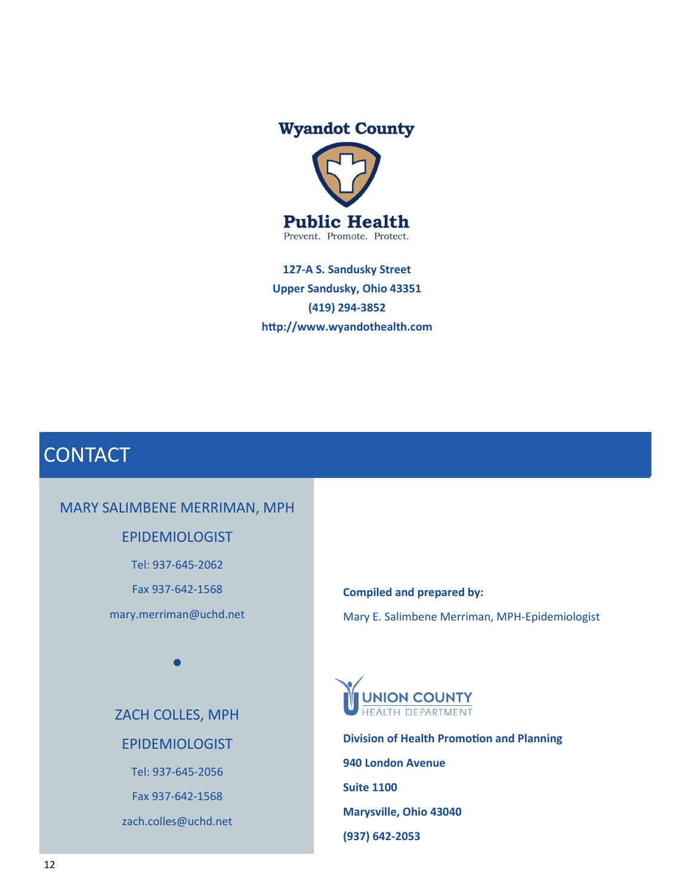Wyandot County

Public Health

Prevent. Promote. Protect.

**127-A S. Sandusky Street**

**Upper Sandusky, Ohio 43351**

**(419) 294-3852**

**http://www.wyandothealth.com**

## CONTACT

MARY SALIMBENE MERRIMAN, MPH

EPIDEMIOLOGIST

Tel: 937-645-2062

Fax 937-642-1568

mary.merriman@uchd.net

•

ZACH COLLES, MPH

EPIDEMIOLOGIST

Tel: 937-645-2056

Fax 937-642-1568

zach.colles@uchd.net

**Compiled and prepared by:**

Mary E. Salimbene Merriman, MPH-Epidemiologist

UNION COUNTY HEALTH DEPARTMENT

**Division of Health Promotion and Planning**

**940 London Avenue**

**Suite 1100**

**Marysville, Ohio 43040**

**(937) 642-2053**